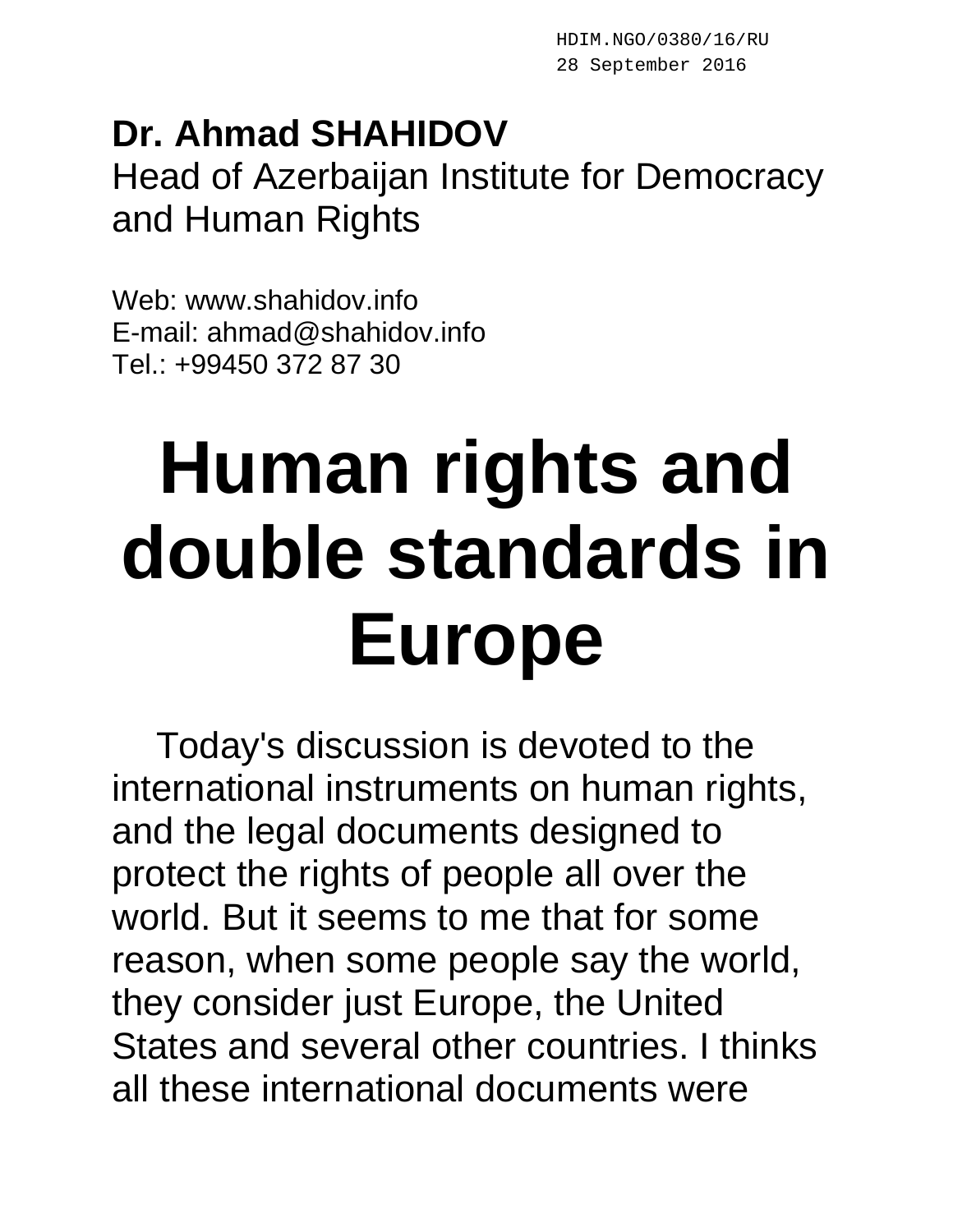HDIM.NGO/0380/16/RU
28 September 2016

**Dr. Ahmad SHAHIDOV**
Head of Azerbaijan Institute for Democracy and Human Rights

Web: www.shahidov.info
E-mail: ahmad@shahidov.info
Tel.: +99450 372 87 30

# Human rights and double standards in Europe

Today's discussion is devoted to the international instruments on human rights, and the legal documents designed to protect the rights of people all over the world. But it seems to me that for some reason, when some people say the world, they consider just Europe, the United States and several other countries. I thinks all these international documents were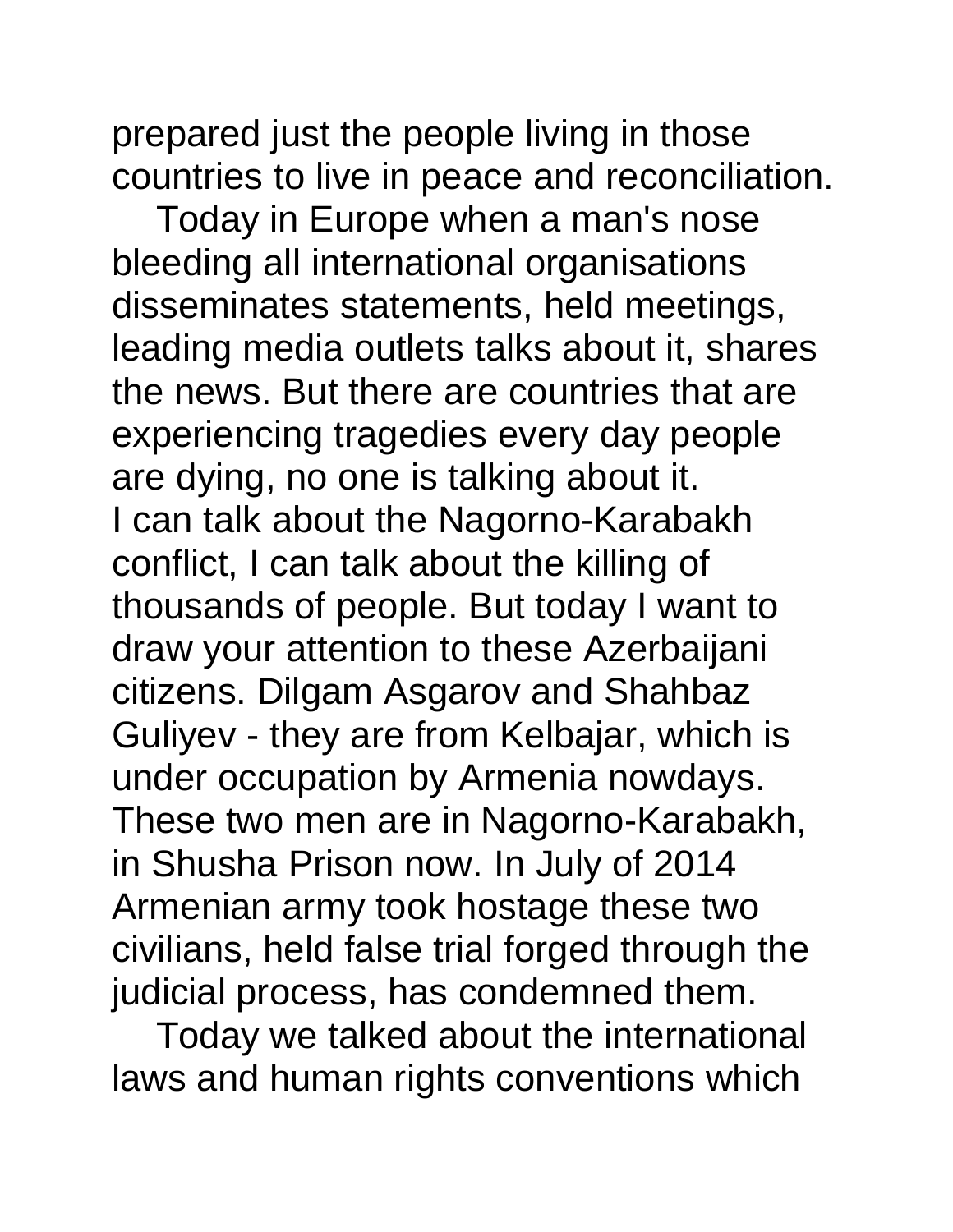prepared just the people living in those countries to live in peace and reconciliation.

Today in Europe when a man's nose bleeding all international organisations disseminates statements, held meetings, leading media outlets talks about it, shares the news. But there are countries that are experiencing tragedies every day people are dying, no one is talking about it.

I can talk about the Nagorno-Karabakh conflict, I can talk about the killing of thousands of people. But today I want to draw your attention to these Azerbaijani citizens. Dilgam Asgarov and Shahbaz Guliyev - they are from Kelbajar, which is under occupation by Armenia nowdays. These two men are in Nagorno-Karabakh, in Shusha Prison now. In July of 2014 Armenian army took hostage these two civilians, held false trial forged through the judicial process, has condemned them.

Today we talked about the international laws and human rights conventions which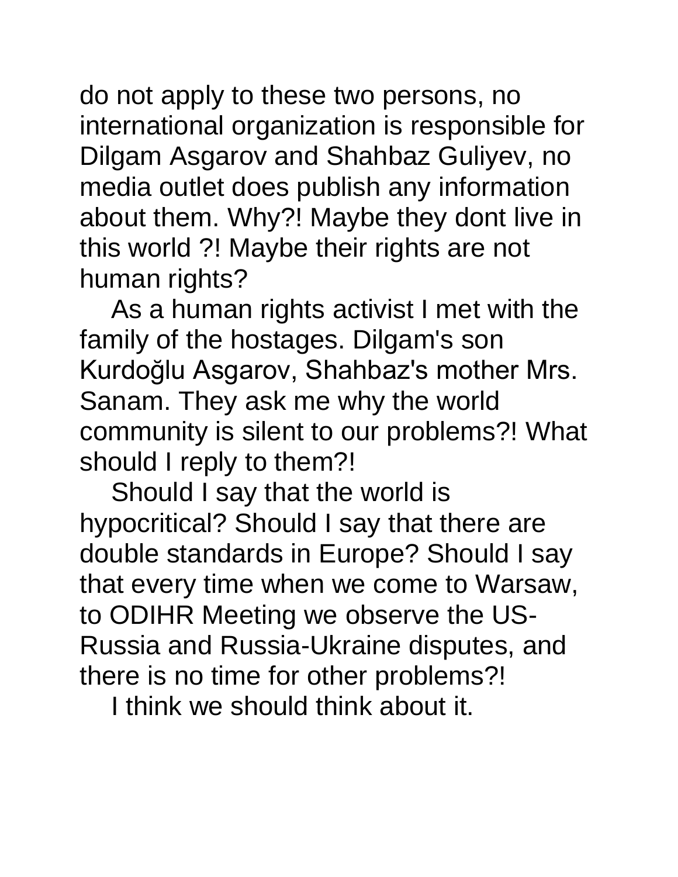do not apply to these two persons, no international organization is responsible for Dilgam Asgarov and Shahbaz Guliyev, no media outlet does publish any information about them. Why?! Maybe they dont live in this world ?! Maybe their rights are not human rights?

As a human rights activist I met with the family of the hostages. Dilgam's son Kurdoğlu Asgarov, Shahbaz's mother Mrs. Sanam. They ask me why the world community is silent to our problems?! What should I reply to them?!

Should I say that the world is hypocritical? Should I say that there are double standards in Europe? Should I say that every time when we come to Warsaw, to ODIHR Meeting we observe the US-Russia and Russia-Ukraine disputes, and there is no time for other problems?!

I think we should think about it.